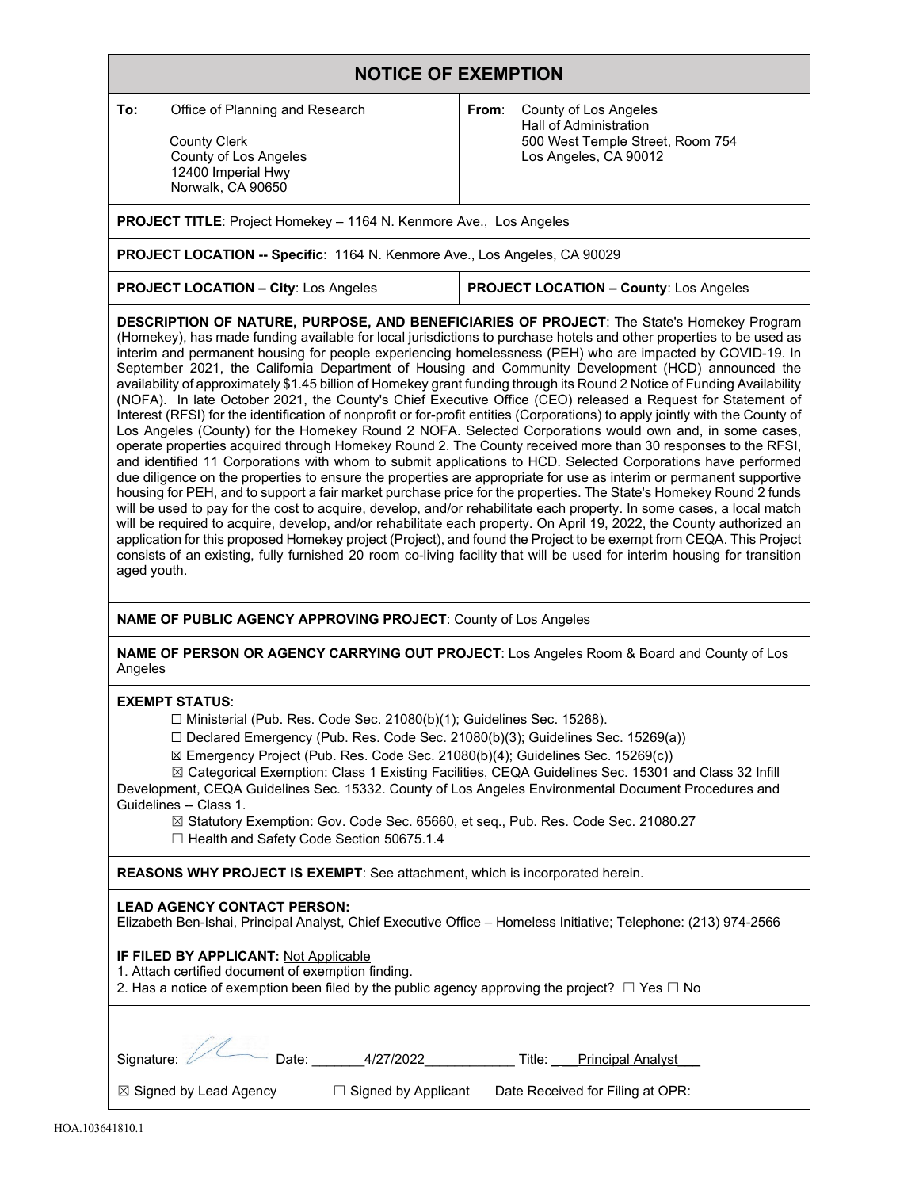# NOTICE OF EXEMPTION

| **To:** Office of Planning and Research<br><br>County Clerk<br>County of Los Angeles<br>12400 Imperial Hwy<br>Norwalk, CA 90650 | **From**: County of Los Angeles<br>Hall of Administration<br>500 West Temple Street, Room 754<br>Los Angeles, CA 90012 |
|---|---|

**PROJECT TITLE**: Project Homekey – 1164 N. Kenmore Ave., Los Angeles

**PROJECT LOCATION -- Specific**: 1164 N. Kenmore Ave., Los Angeles, CA 90029

| **PROJECT LOCATION – City**: Los Angeles | **PROJECT LOCATION – County**: Los Angeles |
|---|---|

**DESCRIPTION OF NATURE, PURPOSE, AND BENEFICIARIES OF PROJECT**: The State's Homekey Program (Homekey), has made funding available for local jurisdictions to purchase hotels and other properties to be used as interim and permanent housing for people experiencing homelessness (PEH) who are impacted by COVID-19. In September 2021, the California Department of Housing and Community Development (HCD) announced the availability of approximately $1.45 billion of Homekey grant funding through its Round 2 Notice of Funding Availability (NOFA). In late October 2021, the County's Chief Executive Office (CEO) released a Request for Statement of Interest (RFSI) for the identification of nonprofit or for-profit entities (Corporations) to apply jointly with the County of Los Angeles (County) for the Homekey Round 2 NOFA. Selected Corporations would own and, in some cases, operate properties acquired through Homekey Round 2. The County received more than 30 responses to the RFSI, and identified 11 Corporations with whom to submit applications to HCD. Selected Corporations have performed due diligence on the properties to ensure the properties are appropriate for use as interim or permanent supportive housing for PEH, and to support a fair market purchase price for the properties. The State's Homekey Round 2 funds will be used to pay for the cost to acquire, develop, and/or rehabilitate each property. In some cases, a local match will be required to acquire, develop, and/or rehabilitate each property. On April 19, 2022, the County authorized an application for this proposed Homekey project (Project), and found the Project to be exempt from CEQA. This Project consists of an existing, fully furnished 20 room co-living facility that will be used for interim housing for transition aged youth.

**NAME OF PUBLIC AGENCY APPROVING PROJECT**: County of Los Angeles

**NAME OF PERSON OR AGENCY CARRYING OUT PROJECT**: Los Angeles Room & Board and County of Los Angeles

**EXEMPT STATUS**:

☐ Ministerial (Pub. Res. Code Sec. 21080(b)(1); Guidelines Sec. 15268).
☐ Declared Emergency (Pub. Res. Code Sec. 21080(b)(3); Guidelines Sec. 15269(a))
☒ Emergency Project (Pub. Res. Code Sec. 21080(b)(4); Guidelines Sec. 15269(c))
☒ Categorical Exemption: Class 1 Existing Facilities, CEQA Guidelines Sec. 15301 and Class 32 Infill Development, CEQA Guidelines Sec. 15332. County of Los Angeles Environmental Document Procedures and Guidelines -- Class 1.
☒ Statutory Exemption: Gov. Code Sec. 65660, et seq., Pub. Res. Code Sec. 21080.27
☐ Health and Safety Code Section 50675.1.4

**REASONS WHY PROJECT IS EXEMPT**: See attachment, which is incorporated herein.

**LEAD AGENCY CONTACT PERSON:**
Elizabeth Ben-Ishai, Principal Analyst, Chief Executive Office – Homeless Initiative; Telephone: (213) 974-2566

**IF FILED BY APPLICANT:** Not Applicable
1. Attach certified document of exemption finding.
2. Has a notice of exemption been filed by the public agency approving the project? ☐ Yes ☐ No

Signature: Date: 4/27/2022 Title: Principal Analyst

☒ Signed by Lead Agency ☐ Signed by Applicant Date Received for Filing at OPR:

HOA.103641810.1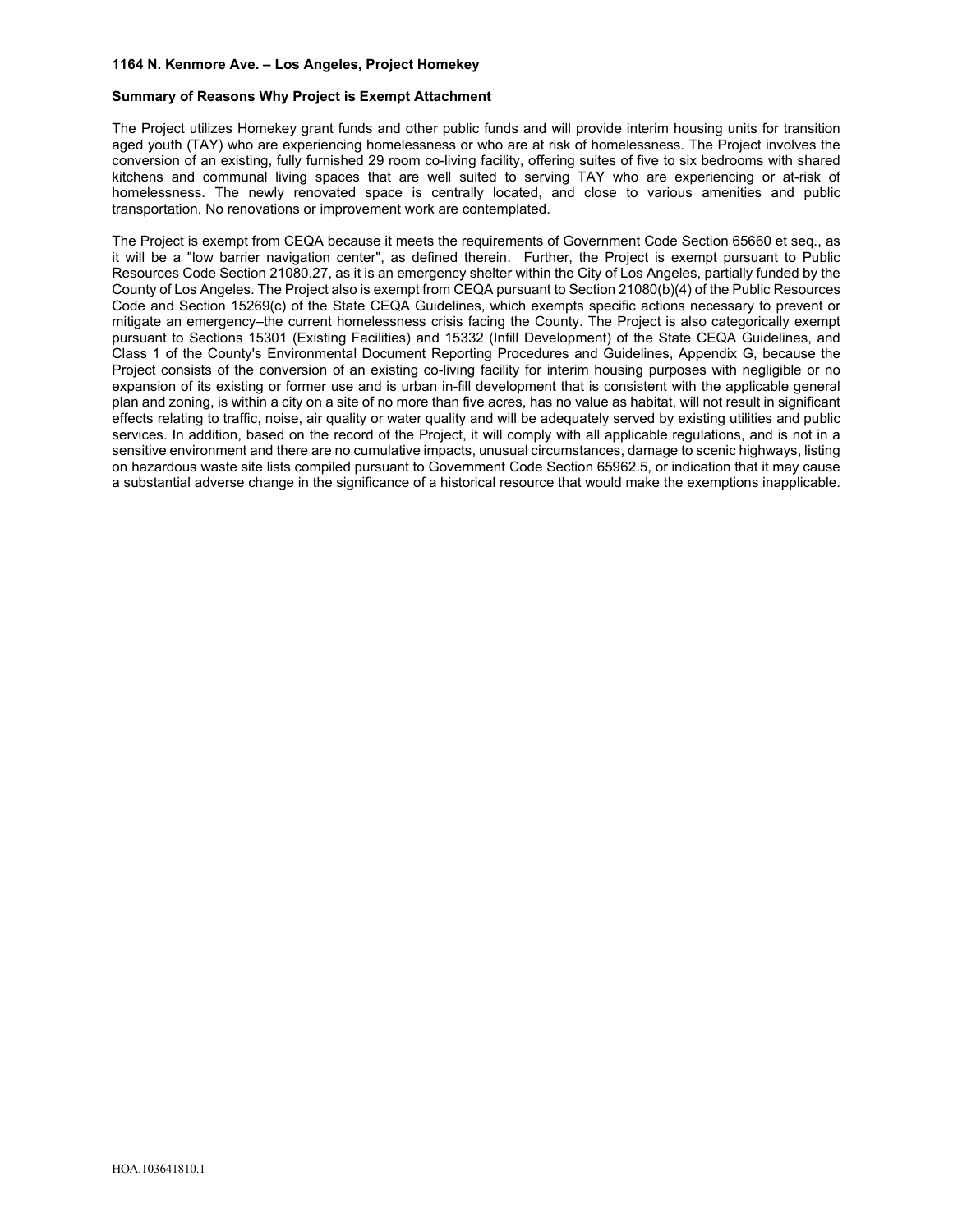**1164 N. Kenmore Ave. – Los Angeles, Project Homekey**

**Summary of Reasons Why Project is Exempt Attachment**

The Project utilizes Homekey grant funds and other public funds and will provide interim housing units for transition aged youth (TAY) who are experiencing homelessness or who are at risk of homelessness. The Project involves the conversion of an existing, fully furnished 29 room co-living facility, offering suites of five to six bedrooms with shared kitchens and communal living spaces that are well suited to serving TAY who are experiencing or at-risk of homelessness. The newly renovated space is centrally located, and close to various amenities and public transportation. No renovations or improvement work are contemplated.

The Project is exempt from CEQA because it meets the requirements of Government Code Section 65660 et seq., as it will be a "low barrier navigation center", as defined therein. Further, the Project is exempt pursuant to Public Resources Code Section 21080.27, as it is an emergency shelter within the City of Los Angeles, partially funded by the County of Los Angeles. The Project also is exempt from CEQA pursuant to Section 21080(b)(4) of the Public Resources Code and Section 15269(c) of the State CEQA Guidelines, which exempts specific actions necessary to prevent or mitigate an emergency–the current homelessness crisis facing the County. The Project is also categorically exempt pursuant to Sections 15301 (Existing Facilities) and 15332 (Infill Development) of the State CEQA Guidelines, and Class 1 of the County's Environmental Document Reporting Procedures and Guidelines, Appendix G, because the Project consists of the conversion of an existing co-living facility for interim housing purposes with negligible or no expansion of its existing or former use and is urban in-fill development that is consistent with the applicable general plan and zoning, is within a city on a site of no more than five acres, has no value as habitat, will not result in significant effects relating to traffic, noise, air quality or water quality and will be adequately served by existing utilities and public services. In addition, based on the record of the Project, it will comply with all applicable regulations, and is not in a sensitive environment and there are no cumulative impacts, unusual circumstances, damage to scenic highways, listing on hazardous waste site lists compiled pursuant to Government Code Section 65962.5, or indication that it may cause a substantial adverse change in the significance of a historical resource that would make the exemptions inapplicable.

HOA.103641810.1